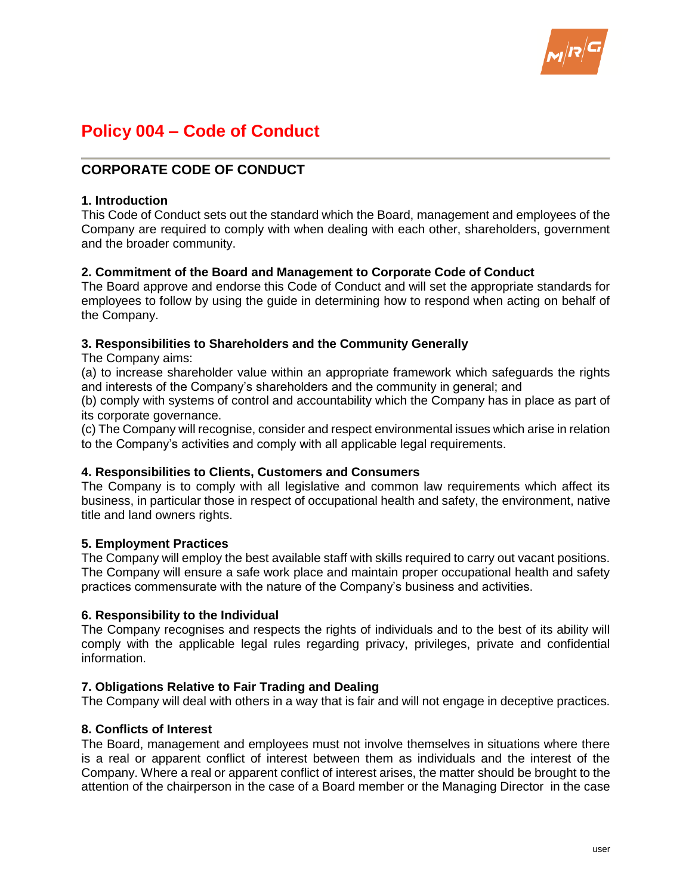# Policy 004 – Code of Conduct

## CORPORATE CODE OF CONDUCT

### 1. Introduction

This Code of Conduct sets out the standard which the Board, management and employees of the Company are required to comply with when dealing with each other, shareholders, government and the broader community.

### 2. Commitment of the Board and Management to Corporate Code of Conduct

The Board approve and endorse this Code of Conduct and will set the appropriate standards for employees to follow by using the guide in determining how to respond when acting on behalf of the Company.

### 3. Responsibilities to Shareholders and the Community Generally

The Company aims:

(a) to increase shareholder value within an appropriate framework which safeguards the rights and interests of the Company's shareholders and the community in general; and

(b) comply with systems of control and accountability which the Company has in place as part of its corporate governance.

(c) The Company will recognise, consider and respect environmental issues which arise in relation to the Company's activities and comply with all applicable legal requirements.

### 4. Responsibilities to Clients, Customers and Consumers

The Company is to comply with all legislative and common law requirements which affect its business, in particular those in respect of occupational health and safety, the environment, native title and land owners rights.

### 5. Employment Practices

The Company will employ the best available staff with skills required to carry out vacant positions. The Company will ensure a safe work place and maintain proper occupational health and safety practices commensurate with the nature of the Company's business and activities.

### 6. Responsibility to the Individual

The Company recognises and respects the rights of individuals and to the best of its ability will comply with the applicable legal rules regarding privacy, privileges, private and confidential information.

### 7. Obligations Relative to Fair Trading and Dealing

The Company will deal with others in a way that is fair and will not engage in deceptive practices.

### 8. Conflicts of Interest

The Board, management and employees must not involve themselves in situations where there is a real or apparent conflict of interest between them as individuals and the interest of the Company. Where a real or apparent conflict of interest arises, the matter should be brought to the attention of the chairperson in the case of a Board member or the Managing Director in the case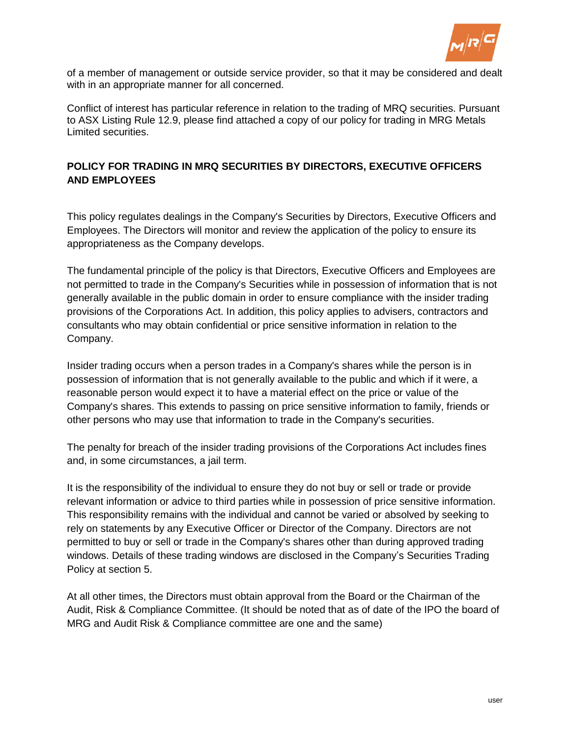of a member of management or outside service provider, so that it may be considered and dealt with in an appropriate manner for all concerned.

Conflict of interest has particular reference in relation to the trading of MRQ securities. Pursuant to ASX Listing Rule 12.9, please find attached a copy of our policy for trading in MRG Metals Limited securities.

**POLICY FOR TRADING IN MRQ SECURITIES BY DIRECTORS, EXECUTIVE OFFICERS AND EMPLOYEES**

This policy regulates dealings in the Company's Securities by Directors, Executive Officers and Employees. The Directors will monitor and review the application of the policy to ensure its appropriateness as the Company develops.

The fundamental principle of the policy is that Directors, Executive Officers and Employees are not permitted to trade in the Company's Securities while in possession of information that is not generally available in the public domain in order to ensure compliance with the insider trading provisions of the Corporations Act. In addition, this policy applies to advisers, contractors and consultants who may obtain confidential or price sensitive information in relation to the Company.

Insider trading occurs when a person trades in a Company's shares while the person is in possession of information that is not generally available to the public and which if it were, a reasonable person would expect it to have a material effect on the price or value of the Company's shares. This extends to passing on price sensitive information to family, friends or other persons who may use that information to trade in the Company's securities.

The penalty for breach of the insider trading provisions of the Corporations Act includes fines and, in some circumstances, a jail term.

It is the responsibility of the individual to ensure they do not buy or sell or trade or provide relevant information or advice to third parties while in possession of price sensitive information. This responsibility remains with the individual and cannot be varied or absolved by seeking to rely on statements by any Executive Officer or Director of the Company. Directors are not permitted to buy or sell or trade in the Company's shares other than during approved trading windows. Details of these trading windows are disclosed in the Company's Securities Trading Policy at section 5.

At all other times, the Directors must obtain approval from the Board or the Chairman of the Audit, Risk & Compliance Committee. (It should be noted that as of date of the IPO the board of MRG and Audit Risk & Compliance committee are one and the same)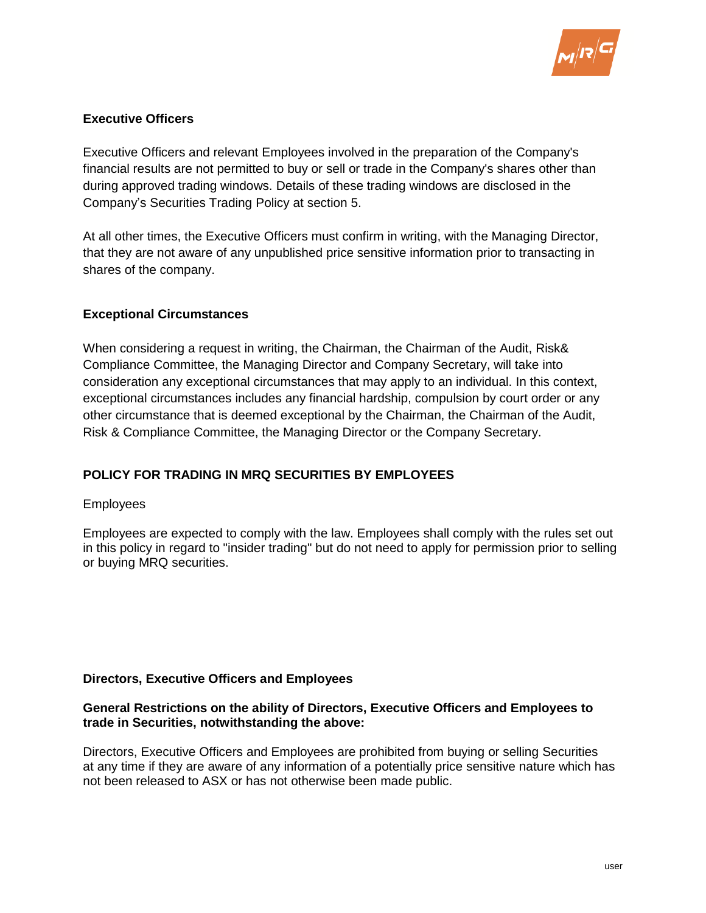**Executive Officers**

Executive Officers and relevant Employees involved in the preparation of the Company's financial results are not permitted to buy or sell or trade in the Company's shares other than during approved trading windows. Details of these trading windows are disclosed in the Company's Securities Trading Policy at section 5.

At all other times, the Executive Officers must confirm in writing, with the Managing Director, that they are not aware of any unpublished price sensitive information prior to transacting in shares of the company.

**Exceptional Circumstances**

When considering a request in writing, the Chairman, the Chairman of the Audit, Risk& Compliance Committee, the Managing Director and Company Secretary, will take into consideration any exceptional circumstances that may apply to an individual. In this context, exceptional circumstances includes any financial hardship, compulsion by court order or any other circumstance that is deemed exceptional by the Chairman, the Chairman of the Audit, Risk & Compliance Committee, the Managing Director or the Company Secretary.

**POLICY FOR TRADING IN MRQ SECURITIES BY EMPLOYEES**

Employees

Employees are expected to comply with the law. Employees shall comply with the rules set out in this policy in regard to "insider trading" but do not need to apply for permission prior to selling or buying MRQ securities.

**Directors, Executive Officers and Employees**

**General Restrictions on the ability of Directors, Executive Officers and Employees to trade in Securities, notwithstanding the above:**

Directors, Executive Officers and Employees are prohibited from buying or selling Securities at any time if they are aware of any information of a potentially price sensitive nature which has not been released to ASX or has not otherwise been made public.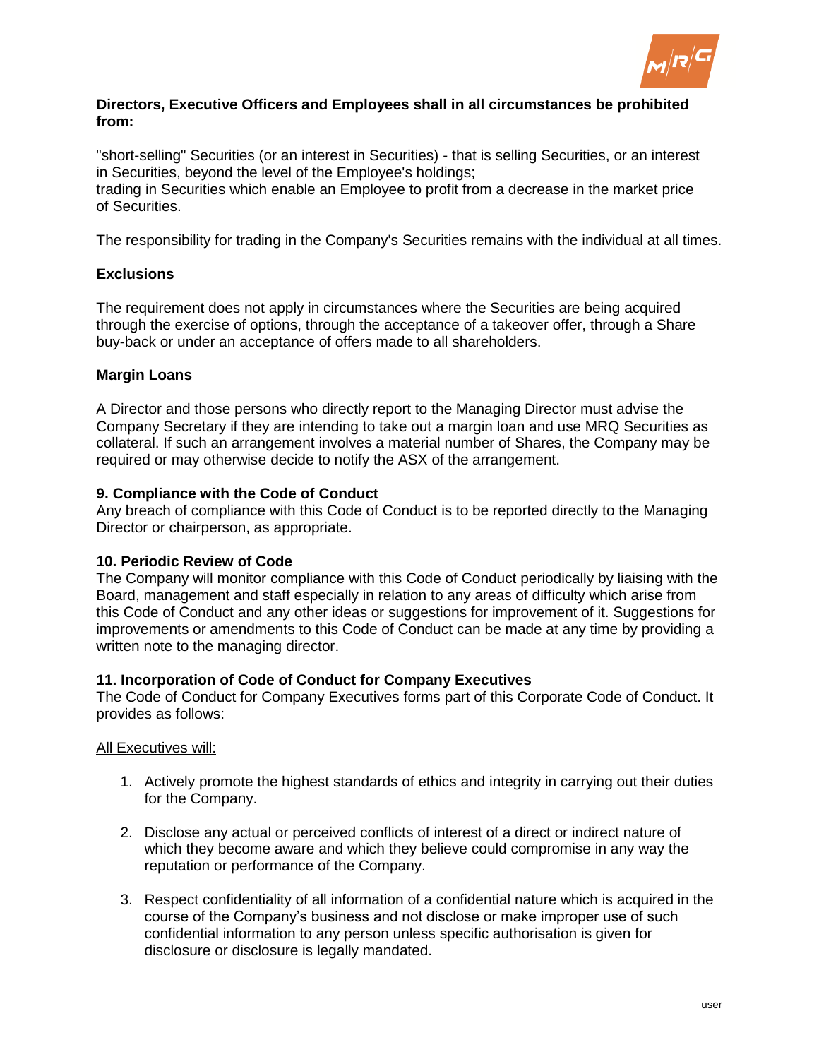**Directors, Executive Officers and Employees shall in all circumstances be prohibited from:**

"short-selling" Securities (or an interest in Securities) - that is selling Securities, or an interest in Securities, beyond the level of the Employee's holdings;
trading in Securities which enable an Employee to profit from a decrease in the market price of Securities.

The responsibility for trading in the Company's Securities remains with the individual at all times.

**Exclusions**

The requirement does not apply in circumstances where the Securities are being acquired through the exercise of options, through the acceptance of a takeover offer, through a Share buy-back or under an acceptance of offers made to all shareholders.

**Margin Loans**

A Director and those persons who directly report to the Managing Director must advise the Company Secretary if they are intending to take out a margin loan and use MRQ Securities as collateral. If such an arrangement involves a material number of Shares, the Company may be required or may otherwise decide to notify the ASX of the arrangement.

### 9. Compliance with the Code of Conduct

Any breach of compliance with this Code of Conduct is to be reported directly to the Managing Director or chairperson, as appropriate.

### 10. Periodic Review of Code

The Company will monitor compliance with this Code of Conduct periodically by liaising with the Board, management and staff especially in relation to any areas of difficulty which arise from this Code of Conduct and any other ideas or suggestions for improvement of it. Suggestions for improvements or amendments to this Code of Conduct can be made at any time by providing a written note to the managing director.

### 11. Incorporation of Code of Conduct for Company Executives

The Code of Conduct for Company Executives forms part of this Corporate Code of Conduct. It provides as follows:

<u>All Executives will:</u>

1. Actively promote the highest standards of ethics and integrity in carrying out their duties for the Company.
2. Disclose any actual or perceived conflicts of interest of a direct or indirect nature of which they become aware and which they believe could compromise in any way the reputation or performance of the Company.
3. Respect confidentiality of all information of a confidential nature which is acquired in the course of the Company's business and not disclose or make improper use of such confidential information to any person unless specific authorisation is given for disclosure or disclosure is legally mandated.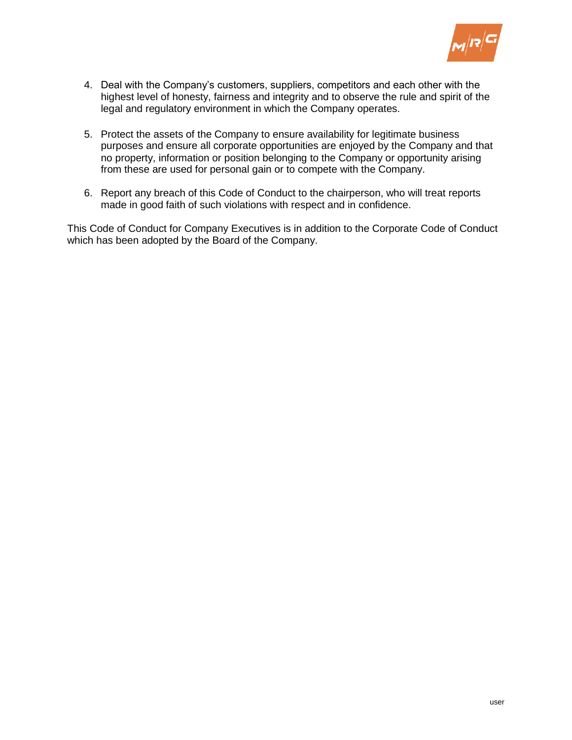4. Deal with the Company's customers, suppliers, competitors and each other with the highest level of honesty, fairness and integrity and to observe the rule and spirit of the legal and regulatory environment in which the Company operates.

5. Protect the assets of the Company to ensure availability for legitimate business purposes and ensure all corporate opportunities are enjoyed by the Company and that no property, information or position belonging to the Company or opportunity arising from these are used for personal gain or to compete with the Company.

6. Report any breach of this Code of Conduct to the chairperson, who will treat reports made in good faith of such violations with respect and in confidence.

This Code of Conduct for Company Executives is in addition to the Corporate Code of Conduct which has been adopted by the Board of the Company.